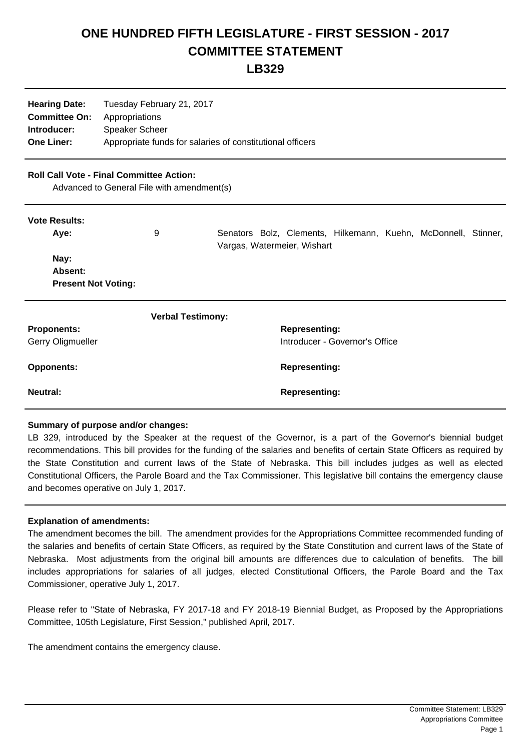# ONE HUNDRED FIFTH LEGISLATURE - FIRST SESSION - 2017
# COMMITTEE STATEMENT
# LB329

**Hearing Date:** Tuesday February 21, 2017
**Committee On:** Appropriations
**Introducer:** Speaker Scheer
**One Liner:** Appropriate funds for salaries of constitutional officers

**Roll Call Vote - Final Committee Action:**
Advanced to General File with amendment(s)

**Vote Results:**

| | | |
|---|---|---|
| **Aye:** | 9 | Senators Bolz, Clements, Hilkemann, Kuehn, McDonnell, Stinner, Vargas, Watermeier, Wishart |
| **Nay:** | | |
| **Absent:** | | |
| **Present Not Voting:** | | |

**Verbal Testimony:**

| **Proponents:** | **Representing:** |
|---|---|
| Gerry Oligmueller | Introducer - Governor's Office |
| **Opponents:** | **Representing:** |
| **Neutral:** | **Representing:** |

**Summary of purpose and/or changes:**

LB 329, introduced by the Speaker at the request of the Governor, is a part of the Governor's biennial budget recommendations. This bill provides for the funding of the salaries and benefits of certain State Officers as required by the State Constitution and current laws of the State of Nebraska. This bill includes judges as well as elected Constitutional Officers, the Parole Board and the Tax Commissioner. This legislative bill contains the emergency clause and becomes operative on July 1, 2017.

**Explanation of amendments:**

The amendment becomes the bill. The amendment provides for the Appropriations Committee recommended funding of the salaries and benefits of certain State Officers, as required by the State Constitution and current laws of the State of Nebraska. Most adjustments from the original bill amounts are differences due to calculation of benefits. The bill includes appropriations for salaries of all judges, elected Constitutional Officers, the Parole Board and the Tax Commissioner, operative July 1, 2017.

Please refer to "State of Nebraska, FY 2017-18 and FY 2018-19 Biennial Budget, as Proposed by the Appropriations Committee, 105th Legislature, First Session," published April, 2017.

The amendment contains the emergency clause.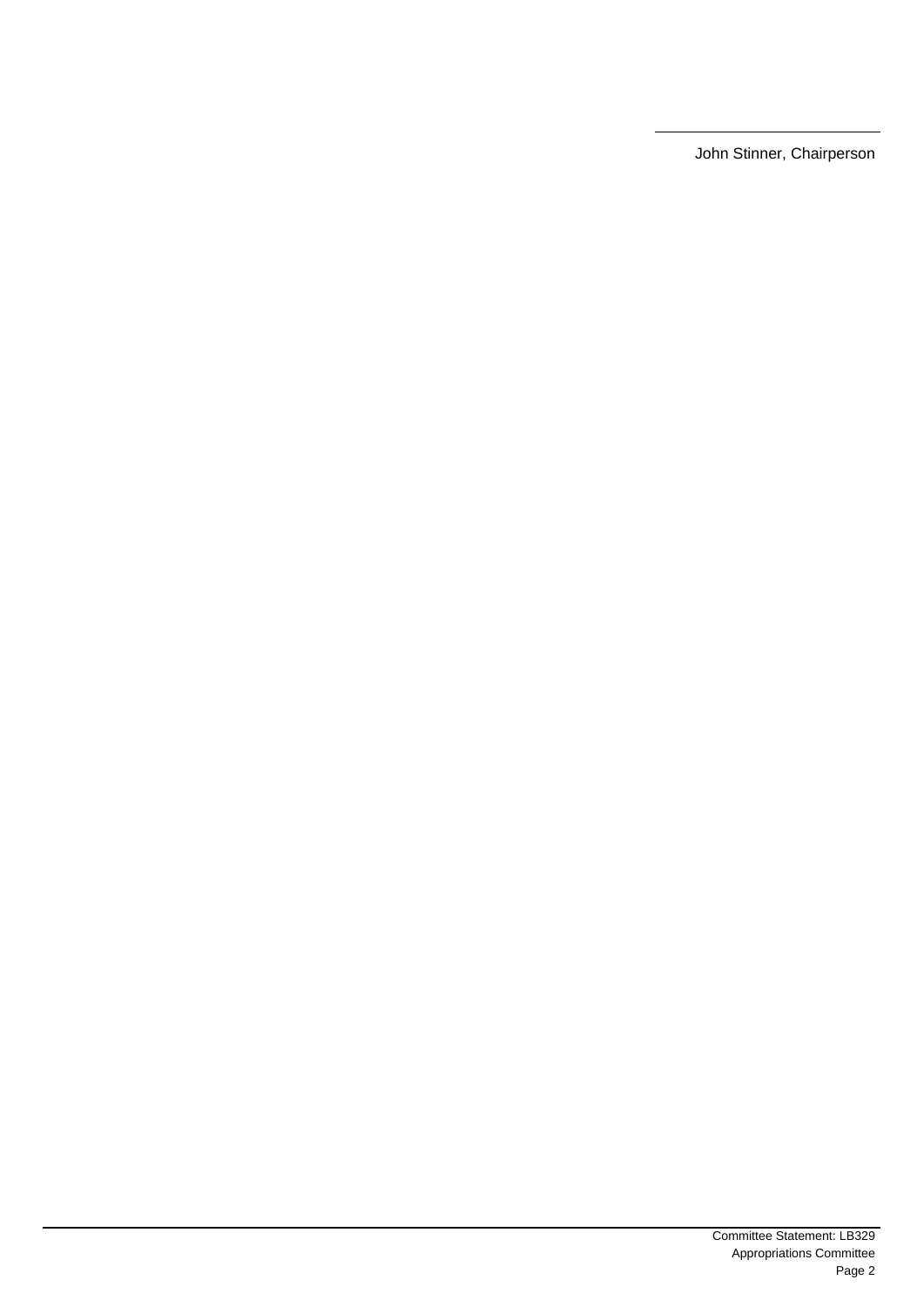John Stinner, Chairperson